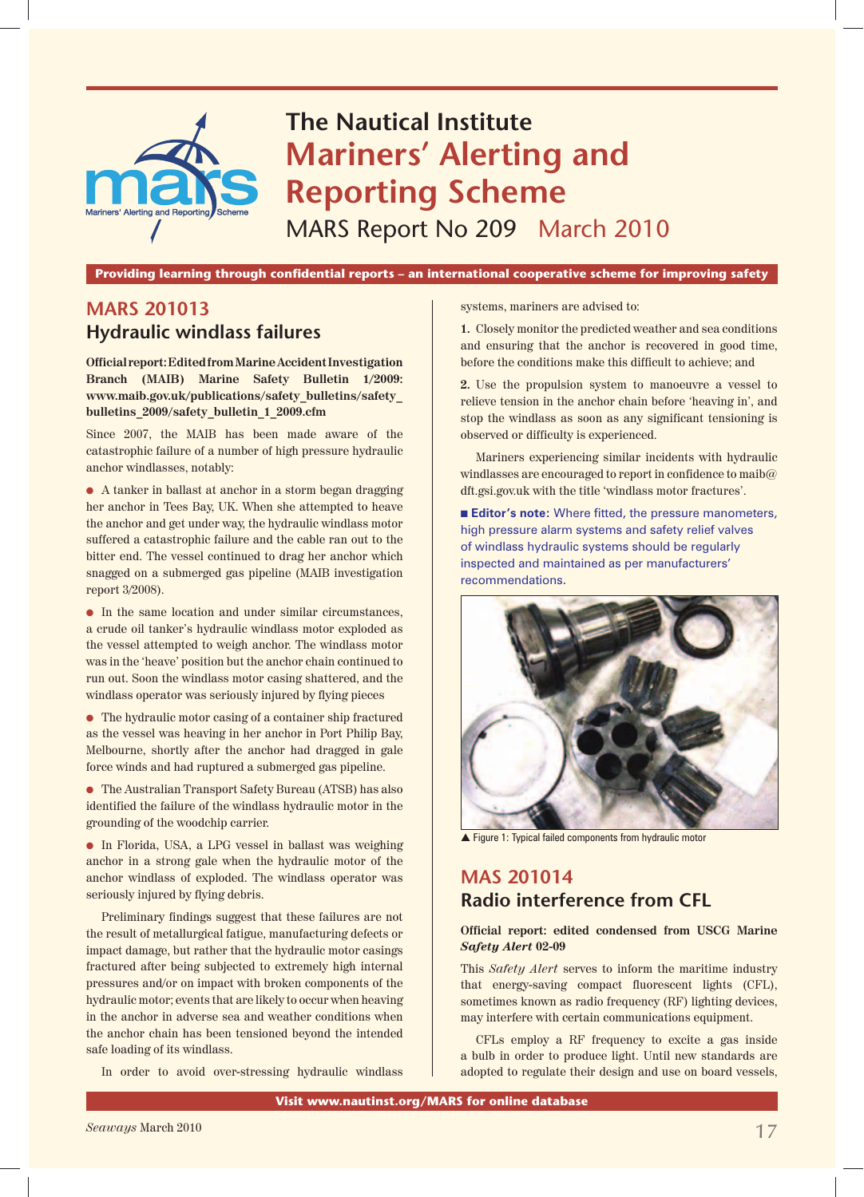# The Nautical Institute
# Mariners' Alerting and Reporting Scheme

MARS Report No 209 March 2010

**Providing learning through confidential reports – an international cooperative scheme for improving safety**

## MARS 201013
## Hydraulic windlass failures

**Official report: Edited from Marine Accident Investigation Branch (MAIB) Marine Safety Bulletin 1/2009: www.maib.gov.uk/publications/safety_bulletins/safety_bulletins_2009/safety_bulletin_1_2009.cfm**

Since 2007, the MAIB has been made aware of the catastrophic failure of a number of high pressure hydraulic anchor windlasses, notably:

- A tanker in ballast at anchor in a storm began dragging her anchor in Tees Bay, UK. When she attempted to heave the anchor and get under way, the hydraulic windlass motor suffered a catastrophic failure and the cable ran out to the bitter end. The vessel continued to drag her anchor which snagged on a submerged gas pipeline (MAIB investigation report 3/2008).
- In the same location and under similar circumstances, a crude oil tanker's hydraulic windlass motor exploded as the vessel attempted to weigh anchor. The windlass motor was in the 'heave' position but the anchor chain continued to run out. Soon the windlass motor casing shattered, and the windlass operator was seriously injured by flying pieces
- The hydraulic motor casing of a container ship fractured as the vessel was heaving in her anchor in Port Philip Bay, Melbourne, shortly after the anchor had dragged in gale force winds and had ruptured a submerged gas pipeline.
- The Australian Transport Safety Bureau (ATSB) has also identified the failure of the windlass hydraulic motor in the grounding of the woodchip carrier.
- In Florida, USA, a LPG vessel in ballast was weighing anchor in a strong gale when the hydraulic motor of the anchor windlass of exploded. The windlass operator was seriously injured by flying debris.

Preliminary findings suggest that these failures are not the result of metallurgical fatigue, manufacturing defects or impact damage, but rather that the hydraulic motor casings fractured after being subjected to extremely high internal pressures and/or on impact with broken components of the hydraulic motor; events that are likely to occur when heaving in the anchor in adverse sea and weather conditions when the anchor chain has been tensioned beyond the intended safe loading of its windlass.

In order to avoid over-stressing hydraulic windlass systems, mariners are advised to:

**1.** Closely monitor the predicted weather and sea conditions and ensuring that the anchor is recovered in good time, before the conditions make this difficult to achieve; and

**2.** Use the propulsion system to manoeuvre a vessel to relieve tension in the anchor chain before 'heaving in', and stop the windlass as soon as any significant tensioning is observed or difficulty is experienced.

Mariners experiencing similar incidents with hydraulic windlasses are encouraged to report in confidence to maib@dft.gsi.gov.uk with the title 'windlass motor fractures'.

■ **Editor's note:** Where fitted, the pressure manometers, high pressure alarm systems and safety relief valves of windlass hydraulic systems should be regularly inspected and maintained as per manufacturers' recommendations.

▲ Figure 1: Typical failed components from hydraulic motor

## MAS 201014
## Radio interference from CFL

**Official report: edited condensed from USCG Marine *Safety Alert* 02-09**

This *Safety Alert* serves to inform the maritime industry that energy-saving compact fluorescent lights (CFL), sometimes known as radio frequency (RF) lighting devices, may interfere with certain communications equipment.

CFLs employ a RF frequency to excite a gas inside a bulb in order to produce light. Until new standards are adopted to regulate their design and use on board vessels,

**Visit www.nautinst.org/MARS for online database**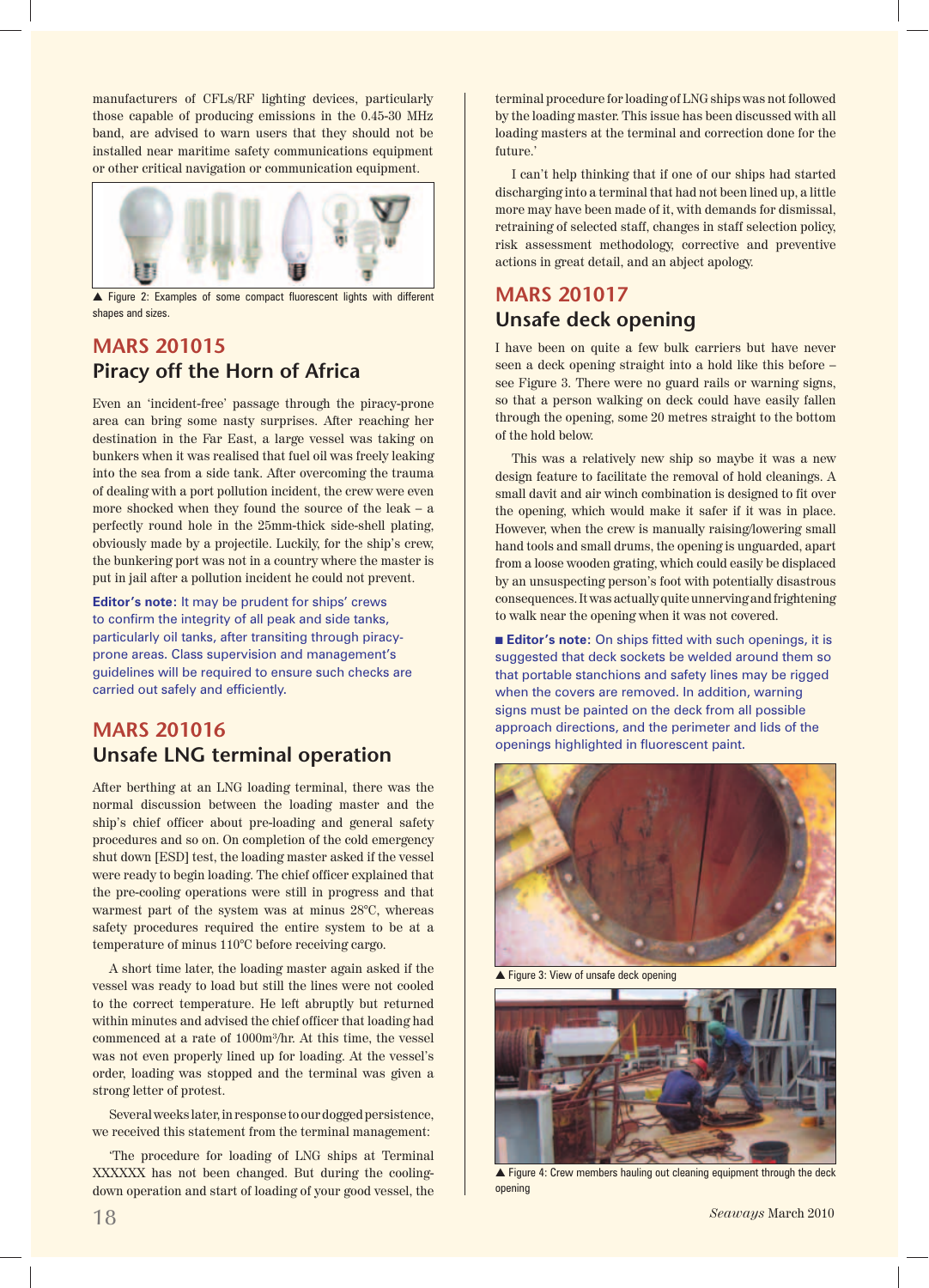manufacturers of CFLs/RF lighting devices, particularly those capable of producing emissions in the 0.45-30 MHz band, are advised to warn users that they should not be installed near maritime safety communications equipment or other critical navigation or communication equipment.

▲ Figure 2: Examples of some compact fluorescent lights with different shapes and sizes.

## MARS 201015
### Piracy off the Horn of Africa

Even an 'incident-free' passage through the piracy-prone area can bring some nasty surprises. After reaching her destination in the Far East, a large vessel was taking on bunkers when it was realised that fuel oil was freely leaking into the sea from a side tank. After overcoming the trauma of dealing with a port pollution incident, the crew were even more shocked when they found the source of the leak – a perfectly round hole in the 25mm-thick side-shell plating, obviously made by a projectile. Luckily, for the ship's crew, the bunkering port was not in a country where the master is put in jail after a pollution incident he could not prevent.

**Editor's note:** It may be prudent for ships' crews to confirm the integrity of all peak and side tanks, particularly oil tanks, after transiting through piracy-prone areas. Class supervision and management's guidelines will be required to ensure such checks are carried out safely and efficiently.

## MARS 201016
### Unsafe LNG terminal operation

After berthing at an LNG loading terminal, there was the normal discussion between the loading master and the ship's chief officer about pre-loading and general safety procedures and so on. On completion of the cold emergency shut down [ESD] test, the loading master asked if the vessel were ready to begin loading. The chief officer explained that the pre-cooling operations were still in progress and that the warmest part of the system was at minus 28°C, whereas safety procedures required the entire system to be at a temperature of minus 110°C before receiving cargo.

A short time later, the loading master again asked if the vessel was ready to load but still the lines were not cooled to the correct temperature. He left abruptly but returned within minutes and advised the chief officer that loading had commenced at a rate of 1000m³/hr. At this time, the vessel was not even properly lined up for loading. At the vessel's order, loading was stopped and the terminal was given a strong letter of protest.

Several weeks later, in response to our dogged persistence, we received this statement from the terminal management:

'The procedure for loading of LNG ships at Terminal XXXXXX has not been changed. But during the cooling-down operation and start of loading of your good vessel, the terminal procedure for loading of LNG ships was not followed by the loading master. This issue has been discussed with all loading masters at the terminal and correction done for the future.'

I can't help thinking that if one of our ships had started discharging into a terminal that had not been lined up, a little more may have been made of it, with demands for dismissal, retraining of selected staff, changes in staff selection policy, risk assessment methodology, corrective and preventive actions in great detail, and an abject apology.

## MARS 201017
### Unsafe deck opening

I have been on quite a few bulk carriers but have never seen a deck opening straight into a hold like this before – see Figure 3. There were no guard rails or warning signs, so that a person walking on deck could have easily fallen through the opening, some 20 metres straight to the bottom of the hold below.

This was a relatively new ship so maybe it was a new design feature to facilitate the removal of hold cleanings. A small davit and air winch combination is designed to fit over the opening, which would make it safer if it was in place. However, when the crew is manually raising/lowering small hand tools and small drums, the opening is unguarded, apart from a loose wooden grating, which could easily be displaced by an unsuspecting person's foot with potentially disastrous consequences. It was actually quite unnerving and frightening to walk near the opening when it was not covered.

■ **Editor's note:** On ships fitted with such openings, it is suggested that deck sockets be welded around them so that portable stanchions and safety lines may be rigged when the covers are removed. In addition, warning signs must be painted on the deck from all possible approach directions, and the perimeter and lids of the openings highlighted in fluorescent paint.

▲ Figure 3: View of unsafe deck opening

▲ Figure 4: Crew members hauling out cleaning equipment through the deck opening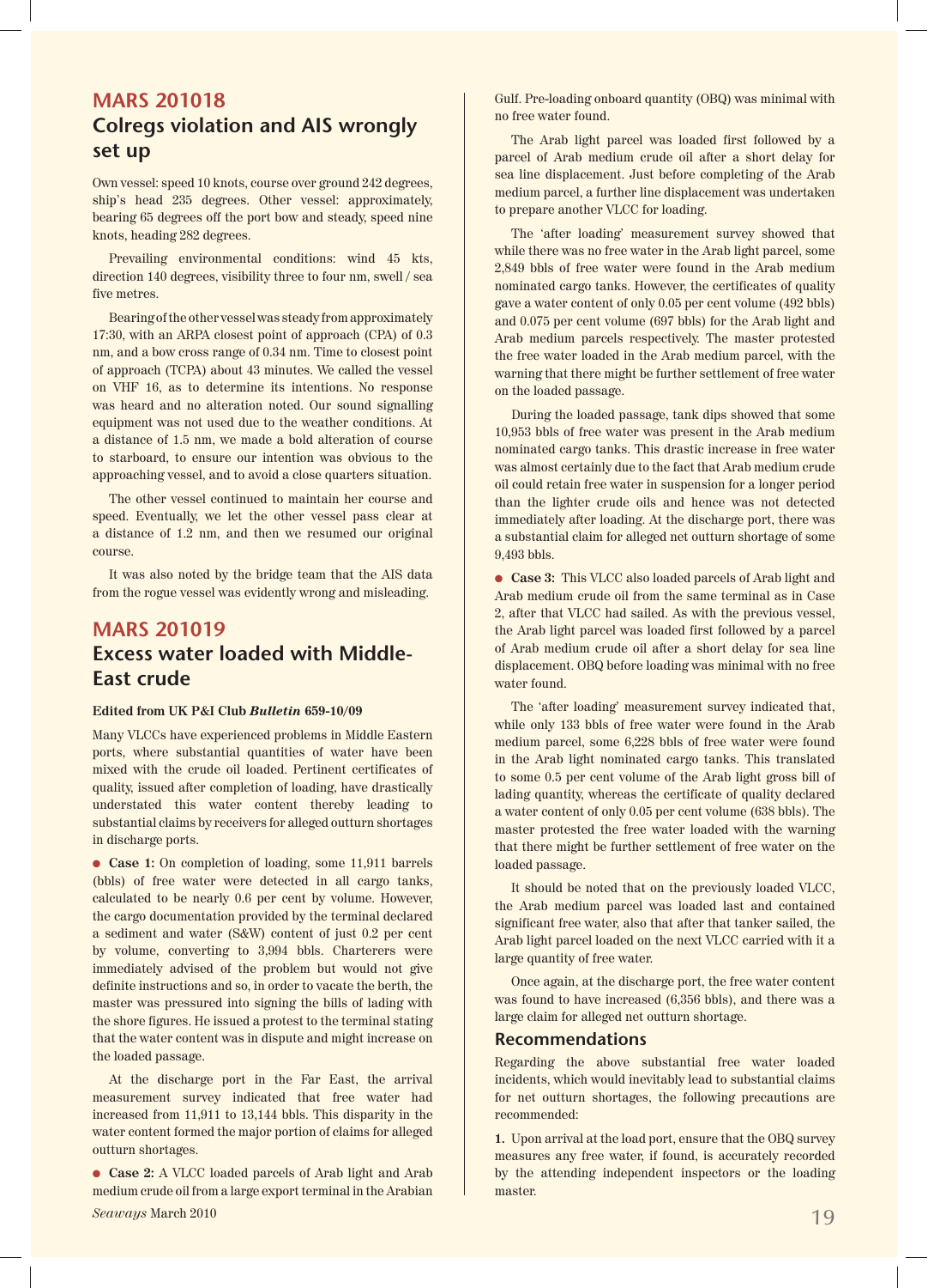## MARS 201018

### Colregs violation and AIS wrongly set up

Own vessel: speed 10 knots, course over ground 242 degrees, ship's head 235 degrees. Other vessel: approximately, bearing 65 degrees off the port bow and steady, speed nine knots, heading 282 degrees.

Prevailing environmental conditions: wind 45 kts, direction 140 degrees, visibility three to four nm, swell / sea five metres.

Bearing of the other vessel was steady from approximately 17:30, with an ARPA closest point of approach (CPA) of 0.3 nm, and a bow cross range of 0.34 nm. Time to closest point of approach (TCPA) about 43 minutes. We called the vessel on VHF 16, as to determine its intentions. No response was heard and no alteration noted. Our sound signalling equipment was not used due to the weather conditions. At a distance of 1.5 nm, we made a bold alteration of course to starboard, to ensure our intention was obvious to the approaching vessel, and to avoid a close quarters situation.

The other vessel continued to maintain her course and speed. Eventually, we let the other vessel pass clear at a distance of 1.2 nm, and then we resumed our original course.

It was also noted by the bridge team that the AIS data from the rogue vessel was evidently wrong and misleading.

## MARS 201019

### Excess water loaded with Middle-East crude

**Edited from UK P&I Club *Bulletin* 659-10/09**

Many VLCCs have experienced problems in Middle Eastern ports, where substantial quantities of water have been mixed with the crude oil loaded. Pertinent certificates of quality, issued after completion of loading, have drastically understated this water content thereby leading to substantial claims by receivers for alleged outturn shortages in discharge ports.

- **Case 1:** On completion of loading, some 11,911 barrels (bbls) of free water were detected in all cargo tanks, calculated to be nearly 0.6 per cent by volume. However, the cargo documentation provided by the terminal declared a sediment and water (S&W) content of just 0.2 per cent by volume, converting to 3,994 bbls. Charterers were immediately advised of the problem but would not give definite instructions and so, in order to vacate the berth, the master was pressured into signing the bills of lading with the shore figures. He issued a protest to the terminal stating that the water content was in dispute and might increase on the loaded passage.

At the discharge port in the Far East, the arrival measurement survey indicated that free water had increased from 11,911 to 13,144 bbls. This disparity in the water content formed the major portion of claims for alleged outturn shortages.

- **Case 2:** A VLCC loaded parcels of Arab light and Arab medium crude oil from a large export terminal in the Arabian Gulf. Pre-loading onboard quantity (OBQ) was minimal with no free water found.

The Arab light parcel was loaded first followed by a parcel of Arab medium crude oil after a short delay for sea line displacement. Just before completing of the Arab medium parcel, a further line displacement was undertaken to prepare another VLCC for loading.

The 'after loading' measurement survey showed that while there was no free water in the Arab light parcel, some 2,849 bbls of free water were found in the Arab medium nominated cargo tanks. However, the certificates of quality gave a water content of only 0.05 per cent volume (492 bbls) and 0.075 per cent volume (697 bbls) for the Arab light and Arab medium parcels respectively. The master protested the free water loaded in the Arab medium parcel, with the warning that there might be further settlement of free water on the loaded passage.

During the loaded passage, tank dips showed that some 10,953 bbls of free water was present in the Arab medium nominated cargo tanks. This drastic increase in free water was almost certainly due to the fact that Arab medium crude oil could retain free water in suspension for a longer period than the lighter crude oils and hence was not detected immediately after loading. At the discharge port, there was a substantial claim for alleged net outturn shortage of some 9,493 bbls.

- **Case 3:** This VLCC also loaded parcels of Arab light and Arab medium crude oil from the same terminal as in Case 2, after that VLCC had sailed. As with the previous vessel, the Arab light parcel was loaded first followed by a parcel of Arab medium crude oil after a short delay for sea line displacement. OBQ before loading was minimal with no free water found.

The 'after loading' measurement survey indicated that, while only 133 bbls of free water were found in the Arab medium parcel, some 6,228 bbls of free water were found in the Arab light nominated cargo tanks. This translated to some 0.5 per cent volume of the Arab light gross bill of lading quantity, whereas the certificate of quality declared a water content of only 0.05 per cent volume (638 bbls). The master protested the free water loaded with the warning that there might be further settlement of free water on the loaded passage.

It should be noted that on the previously loaded VLCC, the Arab medium parcel was loaded last and contained significant free water, also that after that tanker sailed, the Arab light parcel loaded on the next VLCC carried with it a large quantity of free water.

Once again, at the discharge port, the free water content was found to have increased (6,356 bbls), and there was a large claim for alleged net outturn shortage.

### Recommendations

Regarding the above substantial free water loaded incidents, which would inevitably lead to substantial claims for net outturn shortages, the following precautions are recommended:

**1.** Upon arrival at the load port, ensure that the OBQ survey measures any free water, if found, is accurately recorded by the attending independent inspectors or the loading master.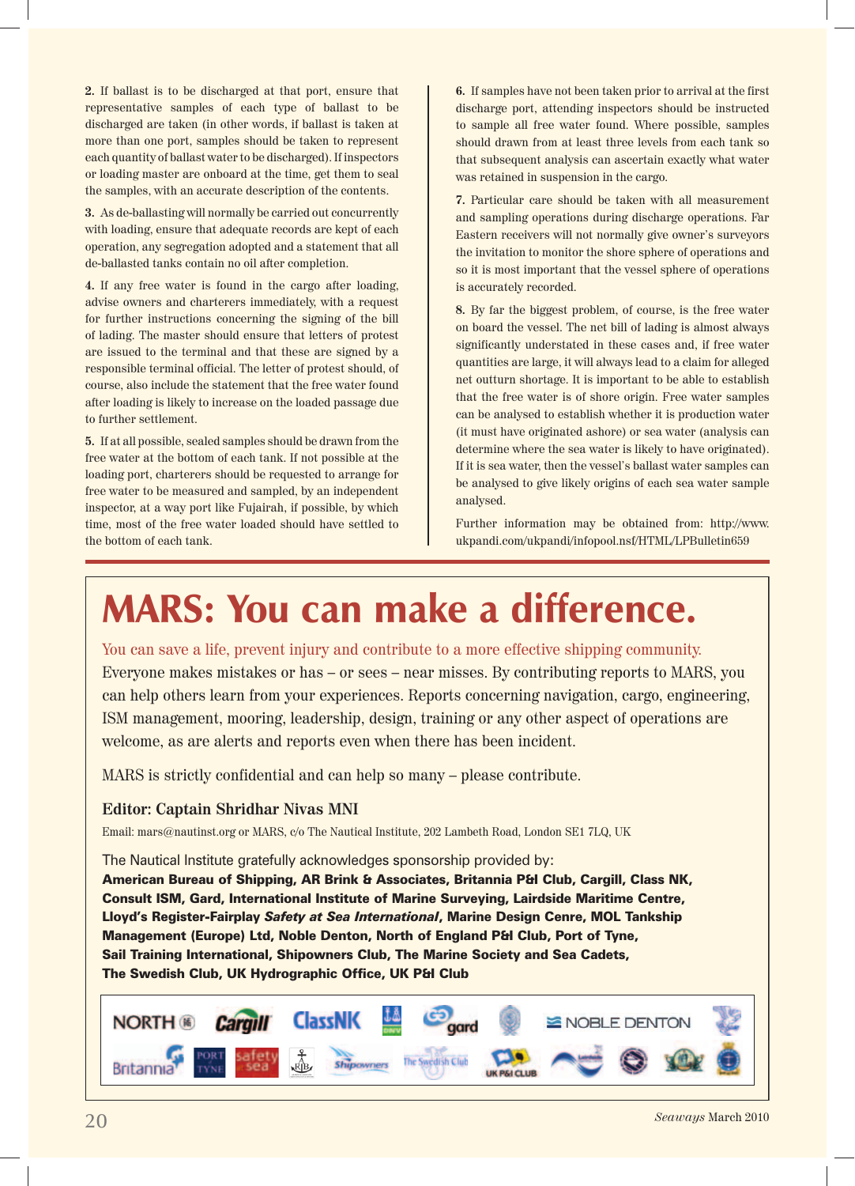**2.** If ballast is to be discharged at that port, ensure that representative samples of each type of ballast to be discharged are taken (in other words, if ballast is taken at more than one port, samples should be taken to represent each quantity of ballast water to be discharged). If inspectors or loading master are onboard at the time, get them to seal the samples, with an accurate description of the contents.

**3.** As de-ballasting will normally be carried out concurrently with loading, ensure that adequate records are kept of each operation, any segregation adopted and a statement that all de-ballasted tanks contain no oil after completion.

**4.** If any free water is found in the cargo after loading, advise owners and charterers immediately, with a request for further instructions concerning the signing of the bill of lading. The master should ensure that letters of protest are issued to the terminal and that these are signed by a responsible terminal official. The letter of protest should, of course, also include the statement that the free water found after loading is likely to increase on the loaded passage due to further settlement.

**5.** If at all possible, sealed samples should be drawn from the free water at the bottom of each tank. If not possible at the loading port, charterers should be requested to arrange for free water to be measured and sampled, by an independent inspector, at a way port like Fujairah, if possible, by which time, most of the free water loaded should have settled to the bottom of each tank.

**6.** If samples have not been taken prior to arrival at the first discharge port, attending inspectors should be instructed to sample all free water found. Where possible, samples should drawn from at least three levels from each tank so that subsequent analysis can ascertain exactly what water was retained in suspension in the cargo.

**7.** Particular care should be taken with all measurement and sampling operations during discharge operations. Far Eastern receivers will not normally give owner's surveyors the invitation to monitor the shore sphere of operations and so it is most important that the vessel sphere of operations is accurately recorded.

**8.** By far the biggest problem, of course, is the free water on board the vessel. The net bill of lading is almost always significantly understated in these cases and, if free water quantities are large, it will always lead to a claim for alleged net outturn shortage. It is important to be able to establish that the free water is of shore origin. Free water samples can be analysed to establish whether it is production water (it must have originated ashore) or sea water (analysis can determine where the sea water is likely to have originated). If it is sea water, then the vessel's ballast water samples can be analysed to give likely origins of each sea water sample analysed.

Further information may be obtained from: http://www.ukpandi.com/ukpandi/infopool.nsf/HTML/LPBulletin659

# MARS: You can make a difference.

You can save a life, prevent injury and contribute to a more effective shipping community.

Everyone makes mistakes or has – or sees – near misses. By contributing reports to MARS, you can help others learn from your experiences. Reports concerning navigation, cargo, engineering, ISM management, mooring, leadership, design, training or any other aspect of operations are welcome, as are alerts and reports even when there has been incident.

MARS is strictly confidential and can help so many – please contribute.

**Editor: Captain Shridhar Nivas MNI**

Email: mars@nautinst.org or MARS, c/o The Nautical Institute, 202 Lambeth Road, London SE1 7LQ, UK

The Nautical Institute gratefully acknowledges sponsorship provided by:

**American Bureau of Shipping, AR Brink & Associates, Britannia P&I Club, Cargill, Class NK, Consult ISM, Gard, International Institute of Marine Surveying, Lairdside Maritime Centre, Lloyd's Register-Fairplay *Safety at Sea International*, Marine Design Cenre, MOL Tankship Management (Europe) Ltd, Noble Denton, North of England P&I Club, Port of Tyne, Sail Training International, Shipowners Club, The Marine Society and Sea Cadets, The Swedish Club, UK Hydrographic Office, UK P&I Club**